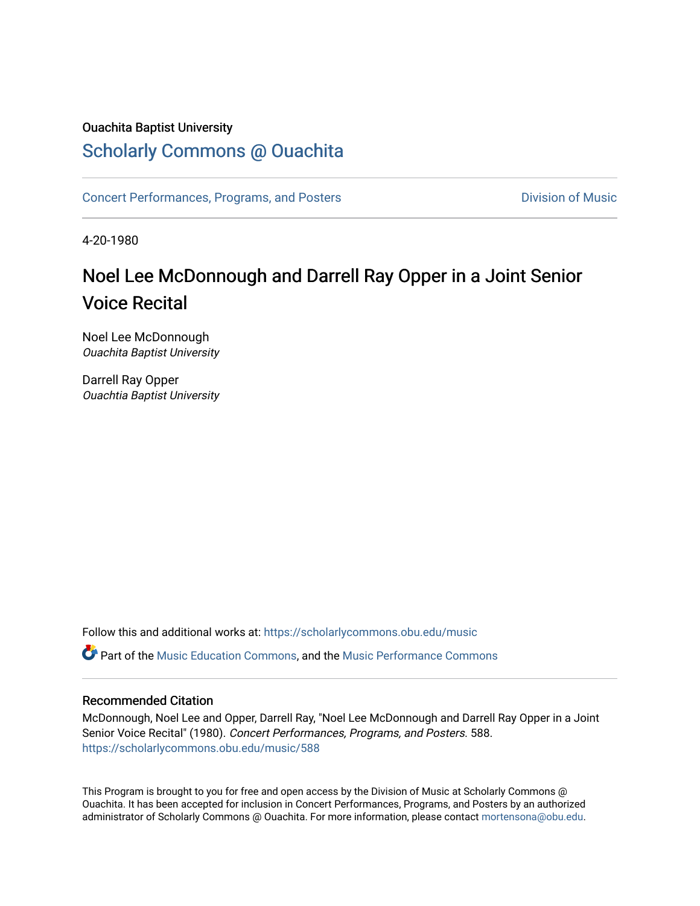Ouachita Baptist University

## Scholarly Commons @ Ouachita

Concert Performances, Programs, and Posters | Division of Music

4-20-1980

# Noel Lee McDonnough and Darrell Ray Opper in a Joint Senior Voice Recital

Noel Lee McDonnough
*Ouachita Baptist University*

Darrell Ray Opper
*Ouachtia Baptist University*

Follow this and additional works at: https://scholarlycommons.obu.edu/music

Part of the Music Education Commons, and the Music Performance Commons

### Recommended Citation

McDonnough, Noel Lee and Opper, Darrell Ray, "Noel Lee McDonnough and Darrell Ray Opper in a Joint Senior Voice Recital" (1980). *Concert Performances, Programs, and Posters*. 588.
https://scholarlycommons.obu.edu/music/588

This Program is brought to you for free and open access by the Division of Music at Scholarly Commons @ Ouachita. It has been accepted for inclusion in Concert Performances, Programs, and Posters by an authorized administrator of Scholarly Commons @ Ouachita. For more information, please contact mortensona@obu.edu.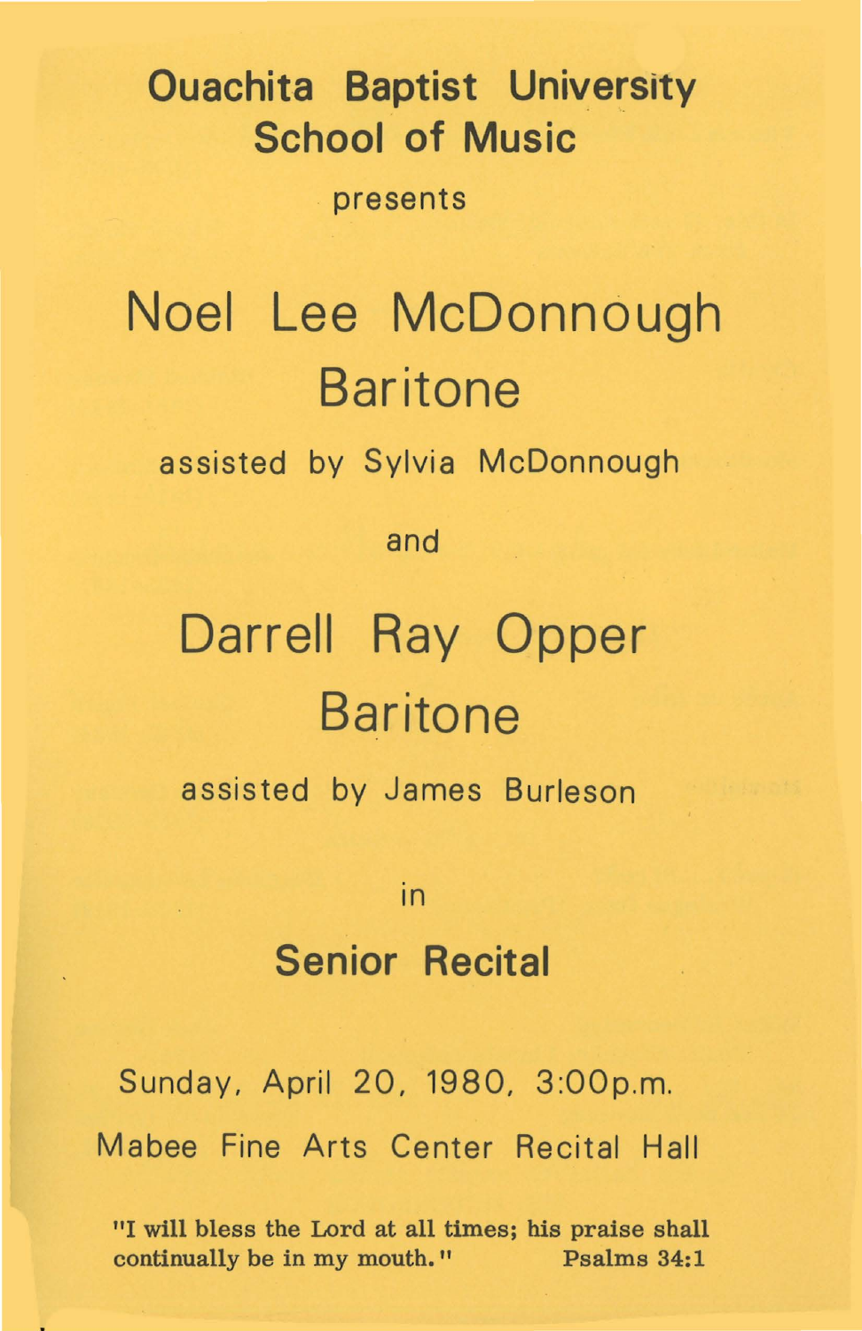## Ouachita Baptist University
## School of Music

presents

# Noel Lee McDonnough
# Baritone

assisted by Sylvia McDonnough

and

# Darrell Ray Opper
# Baritone

assisted by James Burleson

in

## Senior Recital

Sunday, April 20, 1980, 3:00p.m.

Mabee Fine Arts Center Recital Hall

**"I will bless the Lord at all times; his praise shall continually be in my mouth."** **Psalms 34:1**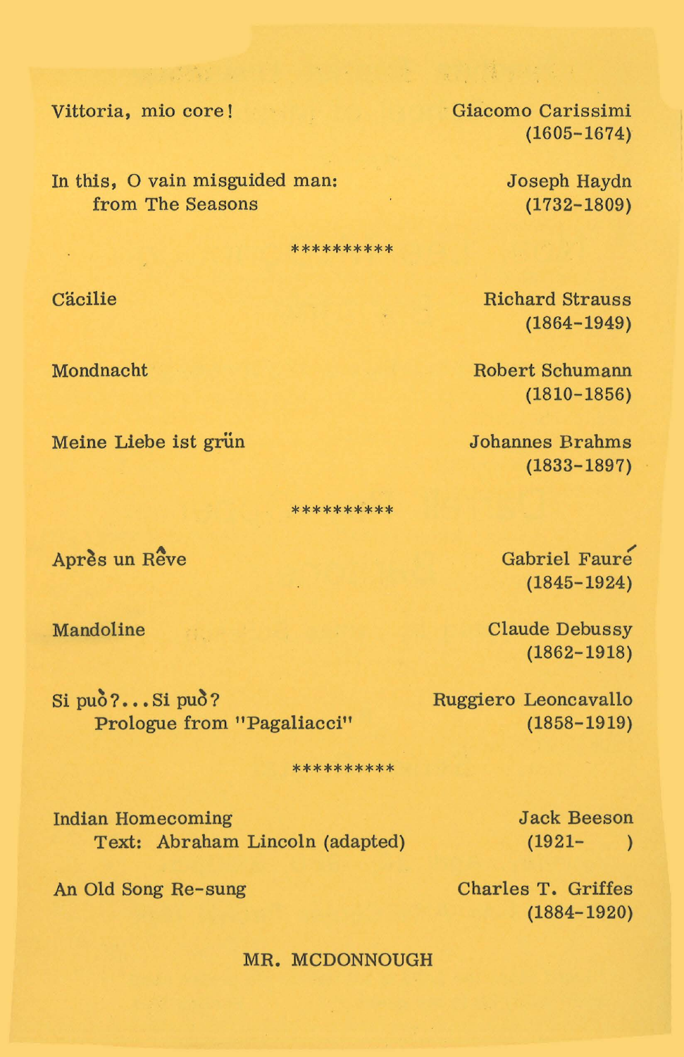Vittoria, mio core! — Giacomo Carissimi (1605-1674)

In this, O vain misguided man: from The Seasons — Joseph Haydn (1732-1809)

**********

Cäcilie — Richard Strauss (1864-1949)

Mondnacht — Robert Schumann (1810-1856)

Meine Liebe ist grün — Johannes Brahms (1833-1897)

**********

Après un Rêve — Gabriel Fauré (1845-1924)

Mandoline — Claude Debussy (1862-1918)

Si può?...Si può? Prologue from "Pagaliacci" — Ruggiero Leoncavallo (1858-1919)

**********

Indian Homecoming Text: Abraham Lincoln (adapted) — Jack Beeson (1921- )

An Old Song Re-sung — Charles T. Griffes (1884-1920)

MR. MCDONNOUGH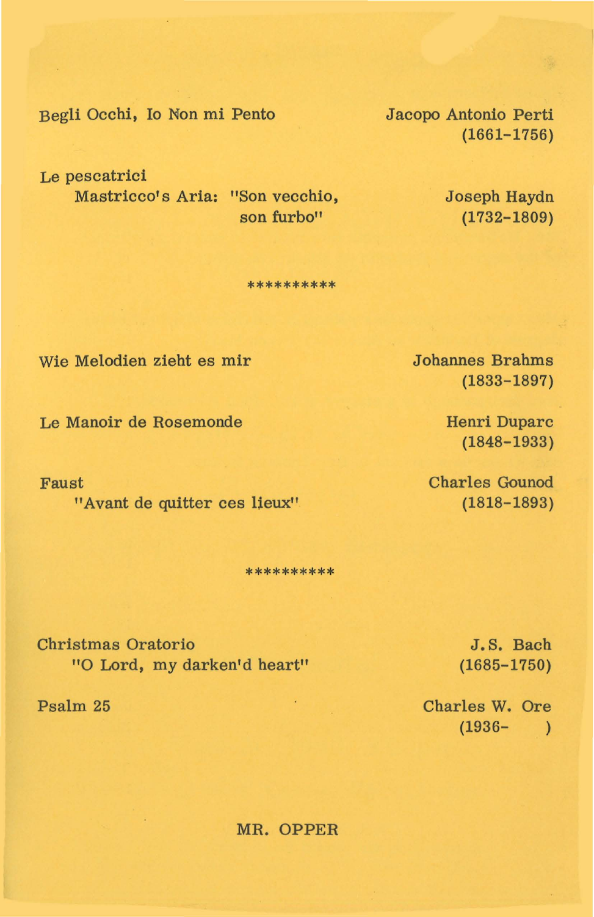Begli Occhi, Io Non mi Pento — Jacopo Antonio Perti (1661-1756)

Le pescatrici
Mastricco's Aria: "Son vecchio, son furbo" — Joseph Haydn (1732-1809)

**********

Wie Melodien zieht es mir — Johannes Brahms (1833-1897)

Le Manoir de Rosemonde — Henri Duparc (1848-1933)

Faust
"Avant de quitter ces lieux" — Charles Gounod (1818-1893)

**********

Christmas Oratorio
"O Lord, my darken'd heart" — J.S. Bach (1685-1750)

Psalm 25 — Charles W. Ore (1936- )

MR. OPPER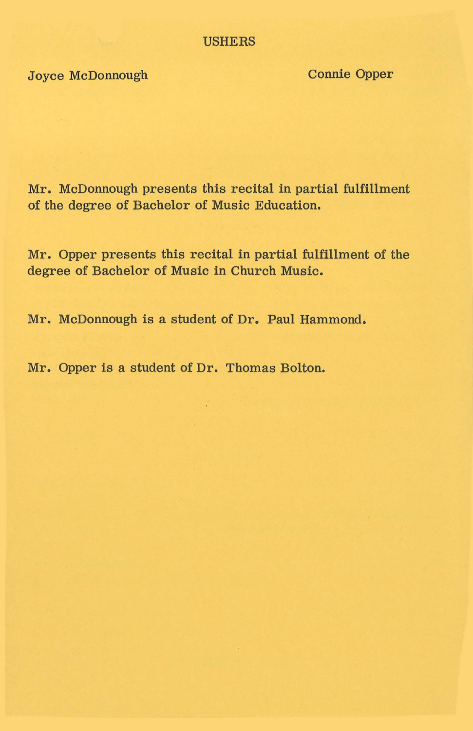## USHERS

Joyce McDonnough

Connie Opper

Mr. McDonnough presents this recital in partial fulfillment of the degree of Bachelor of Music Education.

Mr. Opper presents this recital in partial fulfillment of the degree of Bachelor of Music in Church Music.

Mr. McDonnough is a student of Dr. Paul Hammond.

Mr. Opper is a student of Dr. Thomas Bolton.